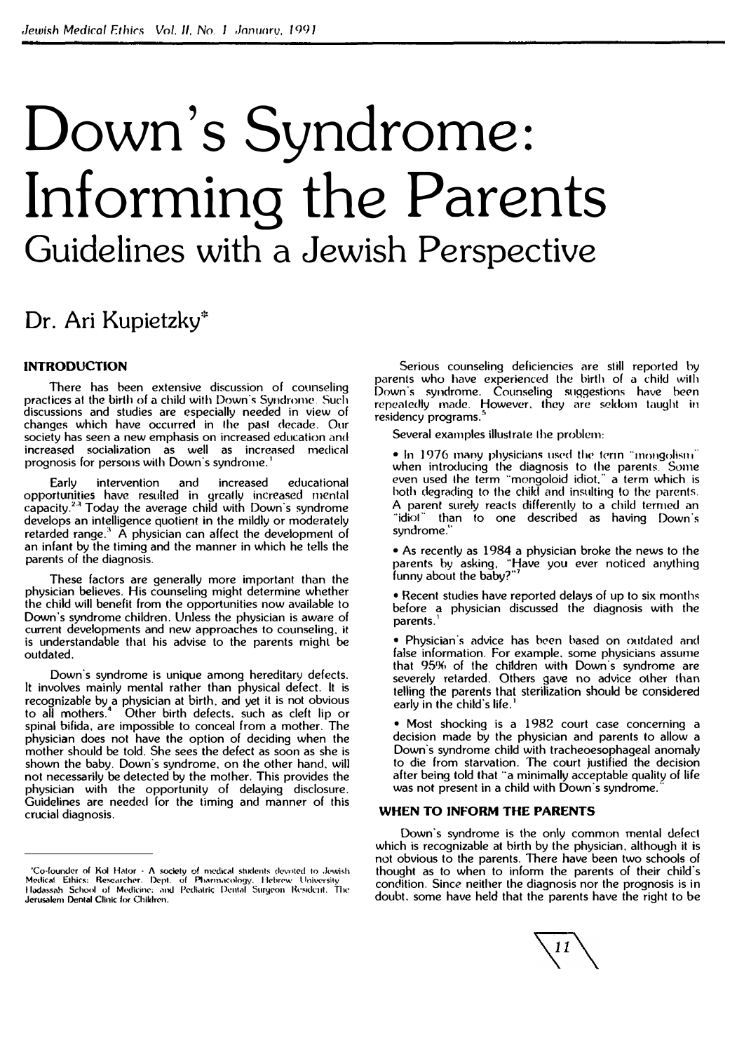# Down's Syndrome: Informing the Parents

## Guidelines with a Jewish Perspective

### Dr. Ari Kupietzky*

## INTRODUCTION

There has been extensive discussion of counseling practices at the birth of a child with Down's Syndrome. Such discussions and studies are especially needed in view of changes which have occurred in the past decade. Our society has seen a new emphasis on increased education and increased socialization as well as increased medical prognosis for persons with Down's syndrome.[1]

Early intervention and increased educational opportunities have resulted in greatly increased mental capacity.[2,3] Today the average child with Down's syndrome develops an intelligence quotient in the mildly or moderately retarded range.[3] A physician can affect the development of an infant by the timing and the manner in which he tells the parents of the diagnosis.

These factors are generally more important than the physician believes. His counseling might determine whether the child will benefit from the opportunities now available to Down's syndrome children. Unless the physician is aware of current developments and new approaches to counseling, it is understandable that his advise to the parents might be outdated.

Down's syndrome is unique among hereditary defects. It involves mainly mental rather than physical defect. It is recognizable by a physician at birth, and yet it is not obvious to all mothers.[4] Other birth defects, such as cleft lip or spinal bifida, are impossible to conceal from a mother. The physician does not have the option of deciding when the mother should be told. She sees the defect as soon as she is shown the baby. Down's syndrome, on the other hand, will not necessarily be detected by the mother. This provides the physician with the opportunity of delaying disclosure. Guidelines are needed for the timing and manner of this crucial diagnosis.

Serious counseling deficiencies are still reported by parents who have experienced the birth of a child with Down's syndrome. Counseling suggestions have been repeatedly made. However, they are seldom taught in residency programs.[5]

Several examples illustrate the problem:

- In 1976 many physicians used the term "mongolism" when introducing the diagnosis to the parents. Some even used the term "mongoloid idiot," a term which is both degrading to the child and insulting to the parents. A parent surely reacts differently to a child termed an "idiot" than to one described as having Down's syndrome.[6]
- As recently as 1984 a physician broke the news to the parents by asking, "Have you ever noticed anything funny about the baby?"[7]
- Recent studies have reported delays of up to six months before a physician discussed the diagnosis with the parents.[1]
- Physician's advice has been based on outdated and false information. For example, some physicians assume that 95% of the children with Down's syndrome are severely retarded. Others gave no advice other than telling the parents that sterilization should be considered early in the child's life.[1]
- Most shocking is a 1982 court case concerning a decision made by the physician and parents to allow a Down's syndrome child with tracheoesophageal anomaly to die from starvation. The court justified the decision after being told that "a minimally acceptable quality of life was not present in a child with Down's syndrome."

## WHEN TO INFORM THE PARENTS

Down's syndrome is the only common mental defect which is recognizable at birth by the physician, although it is not obvious to the parents. There have been two schools of thought as to when to inform the parents of their child's condition. Since neither the diagnosis nor the prognosis is in doubt, some have held that the parents have the right to be

---

*Co-founder of Kol Hator - A society of medical students devoted to Jewish Medical Ethics; Researcher, Dept. of Pharmacology, Hebrew University Hadassah School of Medicine; and Pediatric Dental Surgeon Resident, The Jerusalem Dental Clinic for Children.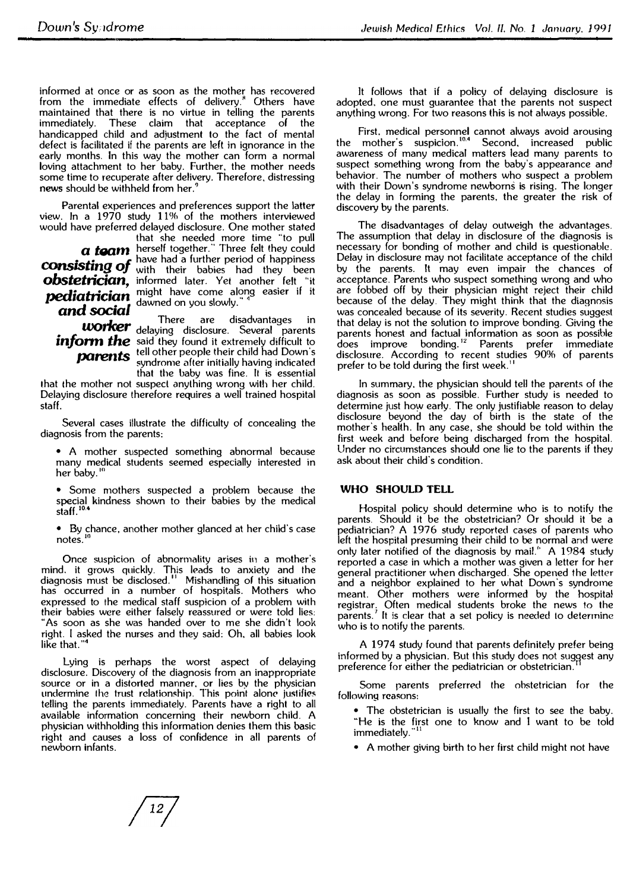informed at once or as soon as the mother has recovered from the immediate effects of delivery.[8] Others have maintained that there is no virtue in telling the parents immediately. These claim that acceptance of the handicapped child and adjustment to the fact of mental defect is facilitated if the parents are left in ignorance in the early months. In this way the mother can form a normal loving attachment to her baby. Further, the mother needs some time to recuperate after delivery. Therefore, distressing news should be withheld from her.[9]

Parental experiences and preferences support the latter view. In a 1970 study 11% of the mothers interviewed would have preferred delayed disclosure. One mother stated that she needed more time "to pull herself together." Three felt they could have had a further period of happiness with their babies had they been informed later. Yet another felt "it might have come along easier if it dawned on you slowly."[4]

***a team consisting of obstetrician, pediatrician and social worker inform the parents***

There are disadvantages in delaying disclosure. Several parents said they found it extremely difficult to tell other people their child had Down's syndrome after initially having indicated that the baby was fine. It is essential that the mother not suspect anything wrong with her child. Delaying disclosure therefore requires a well trained hospital staff.

Several cases illustrate the difficulty of concealing the diagnosis from the parents:

- A mother suspected something abnormal because many medical students seemed especially interested in her baby.[10]
- Some mothers suspected a problem because the special kindness shown to their babies by the medical staff.[10,4]
- By chance, another mother glanced at her child's case notes.[10]

Once suspicion of abnormality arises in a mother's mind, it grows quickly. This leads to anxiety and the diagnosis must be disclosed.[11] Mishandling of this situation has occurred in a number of hospitals. Mothers who expressed to the medical staff suspicion of a problem with their babies were either falsely reassured or were told lies: "As soon as she was handed over to me she didn't look right. I asked the nurses and they said: Oh, all babies look like that."[4]

Lying is perhaps the worst aspect of delaying disclosure. Discovery of the diagnosis from an inappropriate source or in a distorted manner, or lies by the physician undermine the trust relationship. This point alone justifies telling the parents immediately. Parents have a right to all available information concerning their newborn child. A physician withholding this information denies them this basic right and causes a loss of confidence in all parents of newborn infants.

It follows that if a policy of delaying disclosure is adopted, one must guarantee that the parents not suspect anything wrong. For two reasons this is not always possible.

First, medical personnel cannot always avoid arousing the mother's suspicion.[10,4] Second, increased public awareness of many medical matters lead many parents to suspect something wrong from the baby's appearance and behavior. The number of mothers who suspect a problem with their Down's syndrome newborns is rising. The longer the delay in forming the parents, the greater the risk of discovery by the parents.

The disadvantages of delay outweigh the advantages. The assumption that delay in disclosure of the diagnosis is necessary for bonding of mother and child is questionable. Delay in disclosure may not facilitate acceptance of the child by the parents. It may even impair the chances of acceptance. Parents who suspect something wrong and who are fobbed off by their physician might reject their child because of the delay. They might think that the diagnosis was concealed because of its severity. Recent studies suggest that delay is not the solution to improve bonding. Giving the parents honest and factual information as soon as possible does improve bonding.[12] Parents prefer immediate disclosure. According to recent studies 90% of parents prefer to be told during the first week.[11]

In summary, the physician should tell the parents of the diagnosis as soon as possible. Further study is needed to determine just how early. The only justifiable reason to delay disclosure beyond the day of birth is the state of the mother's health. In any case, she should be told within the first week and before being discharged from the hospital. Under no circumstances should one lie to the parents if they ask about their child's condition.

### WHO SHOULD TELL

Hospital policy should determine who is to notify the parents. Should it be the obstetrician? Or should it be a pediatrician? A 1976 study reported cases of parents who left the hospital presuming their child to be normal and were only later notified of the diagnosis by mail.[6] A 1984 study reported a case in which a mother was given a letter for her general practitioner when discharged. She opened the letter and a neighbor explained to her what Down's syndrome meant. Other mothers were informed by the hospital registrar. Often medical students broke the news to the parents.[7] It is clear that a set policy is needed to determine who is to notify the parents.

A 1974 study found that parents definitely prefer being informed by a physician. But this study does not suggest any preference for either the pediatrician or obstetrician.[11]

Some parents preferred the obstetrician for the following reasons:

- The obstetrician is usually the first to see the baby. "He is the first one to know and I want to be told immediately."[11]
- A mother giving birth to her first child might not have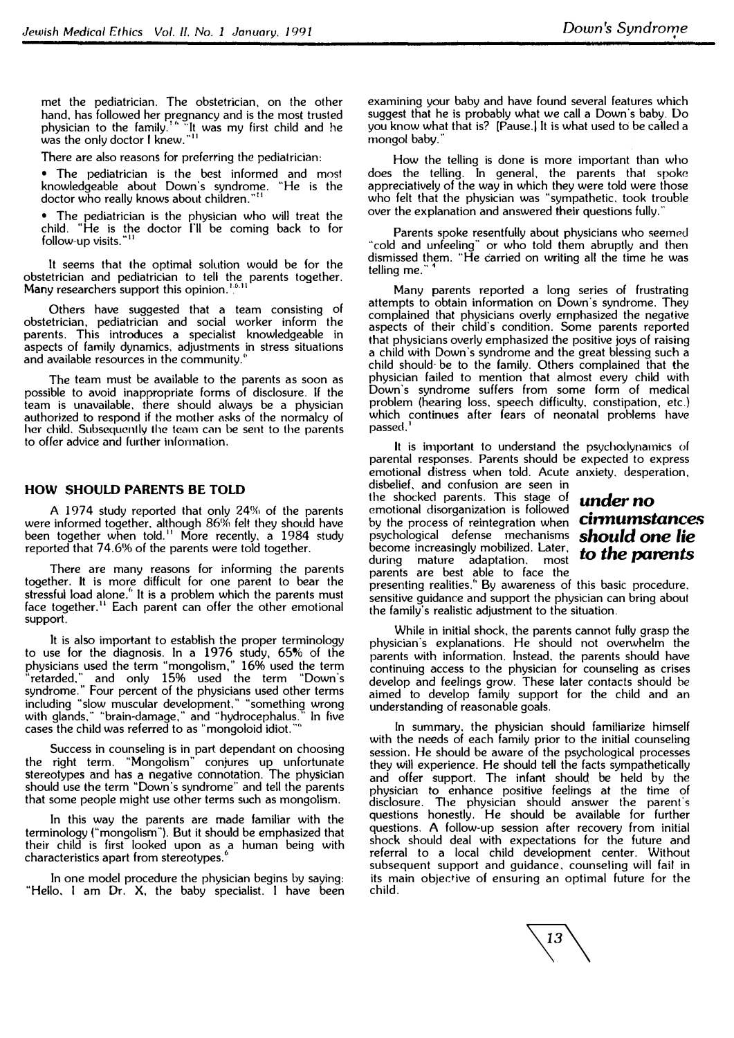met the pediatrician. The obstetrician, on the other hand, has followed her pregnancy and is the most trusted physician to the family.[1,6] "It was my first child and he was the only doctor I knew."[11]

There are also reasons for preferring the pediatrician:

- The pediatrician is the best informed and most knowledgeable about Down's syndrome. "He is the doctor who really knows about children."[11]
- The pediatrician is the physician who will treat the child. "He is the doctor I'll be coming back to for follow-up visits."[11]

It seems that the optimal solution would be for the obstetrician and pediatrician to tell the parents together. Many researchers support this opinion.[1,6,11]

Others have suggested that a team consisting of obstetrician, pediatrician and social worker inform the parents. This introduces a specialist knowledgeable in aspects of family dynamics, adjustments in stress situations and available resources in the community.[6]

The team must be available to the parents as soon as possible to avoid inappropriate forms of disclosure. If the team is unavailable, there should always be a physician authorized to respond if the mother asks of the normalcy of her child. Subsequently the team can be sent to the parents to offer advice and further information.

## HOW SHOULD PARENTS BE TOLD

A 1974 study reported that only 24% of the parents were informed together, although 86% felt they should have been together when told.[11] More recently, a 1984 study reported that 74.6% of the parents were told together.

There are many reasons for informing the parents together. It is more difficult for one parent to bear the stressful load alone.[6] It is a problem which the parents must face together.[11] Each parent can offer the other emotional support.

It is also important to establish the proper terminology to use for the diagnosis. In a 1976 study, 65% of the physicians used the term "mongolism," 16% used the term "retarded," and only 15% used the term "Down's syndrome." Four percent of the physicians used other terms including "slow muscular development," "something wrong with glands," "brain-damage," and "hydrocephalus." In five cases the child was referred to as "mongoloid idiot."[11]

Success in counseling is in part dependant on choosing the right term. "Mongolism" conjures up unfortunate stereotypes and has a negative connotation. The physician should use the term "Down's syndrome" and tell the parents that some people might use other terms such as mongolism.

In this way the parents are made familiar with the terminology ("mongolism"). But it should be emphasized that their child is first looked upon as a human being with characteristics apart from stereotypes.[6]

In one model procedure the physician begins by saying: "Hello, I am Dr. X, the baby specialist. I have been examining your baby and have found several features which suggest that he is probably what we call a Down's baby. Do you know what that is? [Pause.] It is what used to be called a mongol baby."

How the telling is done is more important than who does the telling. In general, the parents that spoke appreciatively of the way in which they were told were those who felt that the physician was "sympathetic, took trouble over the explanation and answered their questions fully."

Parents spoke resentfully about physicians who seemed "cold and unfeeling" or who told them abruptly and then dismissed them. "He carried on writing all the time he was telling me."[4]

Many parents reported a long series of frustrating attempts to obtain information on Down's syndrome. They complained that physicians overly emphasized the negative aspects of their child's condition. Some parents reported that physicians overly emphasized the positive joys of raising a child with Down's syndrome and the great blessing such a child should be to the family. Others complained that the physician failed to mention that almost every child with Down's syndrome suffers from some form of medical problem (hearing loss, speech difficulty, constipation, etc.) which continues after fears of neonatal problems have passed.[1]

It is important to understand the psychodynamics of parental responses. Parents should be expected to express emotional distress when told. Acute anxiety, desperation, disbelief, and confusion are seen in the shocked parents. This stage of emotional disorganization is followed by the process of reintegration when psychological defense mechanisms become increasingly mobilized. Later, during mature adaptation, most parents are best able to face the presenting realities.[6] By awareness of this basic procedure, sensitive guidance and support the physician can bring about the family's realistic adjustment to the situation.

***under no circumstances should one lie to the parents***

While in initial shock, the parents cannot fully grasp the physician's explanations. He should not overwhelm the parents with information. Instead, the parents should have continuing access to the physician for counseling as crises develop and feelings grow. These later contacts should be aimed to develop family support for the child and an understanding of reasonable goals.

In summary, the physician should familiarize himself with the needs of each family prior to the initial counseling session. He should be aware of the psychological processes they will experience. He should tell the facts sympathetically and offer support. The infant should be held by the physician to enhance positive feelings at the time of disclosure. The physician should answer the parent's questions honestly. He should be available for further questions. A follow-up session after recovery from initial shock should deal with expectations for the future and referral to a local child development center. Without subsequent support and guidance, counseling will fail in its main objective of ensuring an optimal future for the child.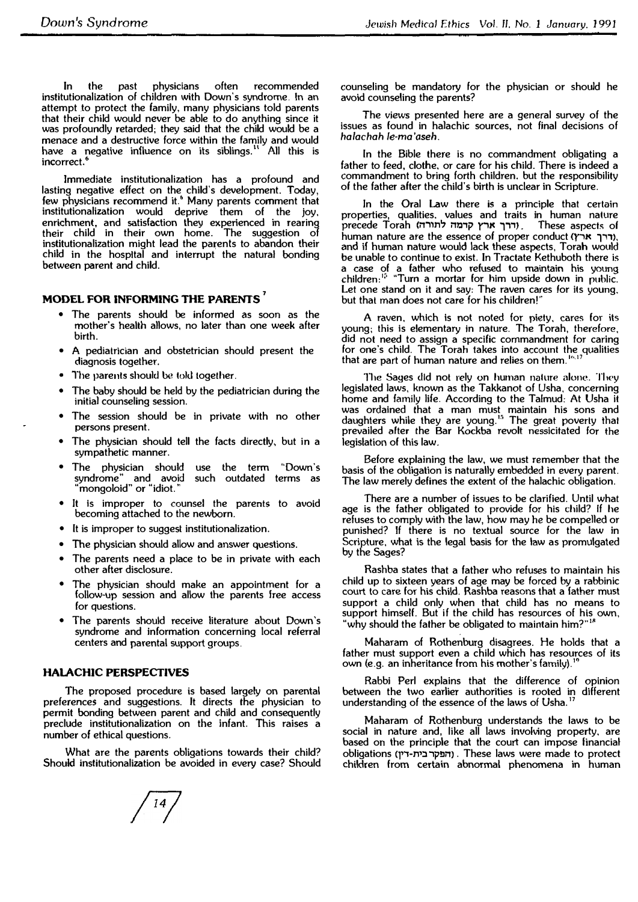In the past physicians often recommended institutionalization of children with Down's syndrome. In an attempt to protect the family, many physicians told parents that their child would never be able to do anything since it was profoundly retarded; they said that the child would be a menace and a destructive force within the family and would have a negative influence on its siblings.[11] All this is incorrect.[6]

Immediate institutionalization has a profound and lasting negative effect on the child's development. Today, few physicians recommend it.[6] Many parents comment that institutionalization would deprive them of the joy, enrichment, and satisfaction they experienced in rearing their child in their own home. The suggestion of institutionalization might lead the parents to abandon their child in the hospital and interrupt the natural bonding between parent and child.

## MODEL FOR INFORMING THE PARENTS[7]

- The parents should be informed as soon as the mother's health allows, no later than one week after birth.
- A pediatrician and obstetrician should present the diagnosis together.
- The parents should be told together.
- The baby should be held by the pediatrician during the initial counseling session.
- The session should be in private with no other persons present.
- The physician should tell the facts directly, but in a sympathetic manner.
- The physician should use the term "Down's syndrome" and avoid such outdated terms as "mongoloid" or "idiot."
- It is improper to counsel the parents to avoid becoming attached to the newborn.
- It is improper to suggest institutionalization.
- The physician should allow and answer questions.
- The parents need a place to be in private with each other after disclosure.
- The physician should make an appointment for a follow-up session and allow the parents free access for questions.
- The parents should receive literature about Down's syndrome and information concerning local referral centers and parental support groups.

## HALACHIC PERSPECTIVES

The proposed procedure is based largely on parental preferences and suggestions. It directs the physician to permit bonding between parent and child and consequently preclude institutionalization on the infant. This raises a number of ethical questions.

What are the parents obligations towards their child? Should institutionalization be avoided in every case? Should counseling be mandatory for the physician or should he avoid counseling the parents?

The views presented here are a general survey of the issues as found in halachic sources, not final decisions of *halachah le-ma'aseh*.

In the Bible there is no commandment obligating a father to feed, clothe, or care for his child. There is indeed a commandment to bring forth children, but the responsibility of the father after the child's birth is unclear in Scripture.

In the Oral Law there is a principle that certain properties, qualities, values and traits in human nature precede Torah (דרך ארץ קדמה לתורה). These aspects of human nature are the essence of proper conduct (דרך ארץ), and if human nature would lack these aspects, Torah would be unable to continue to exist. In Tractate Kethuboth there is a case of a father who refused to maintain his young children:[15] "Turn a mortar for him upside down in public. Let one stand on it and say: The raven cares for its young, but that man does not care for his children!"

A raven, which is not noted for piety, cares for its young; this is elementary in nature. The Torah, therefore, did not need to assign a specific commandment for caring for one's child. The Torah takes into account the qualities that are part of human nature and relies on them.[16,17]

The Sages did not rely on human nature alone. They legislated laws, known as the Takkanot of Usha, concerning home and family life. According to the Talmud: At Usha it was ordained that a man must maintain his sons and daughters while they are young.[15] The great poverty that prevailed after the Bar Kockba revolt nessicitated for the legislation of this law.

Before explaining the law, we must remember that the basis of the obligation is naturally embedded in every parent. The law merely defines the extent of the halachic obligation.

There are a number of issues to be clarified. Until what age is the father obligated to provide for his child? If he refuses to comply with the law, how may he be compelled or punished? If there is no textual source for the law in Scripture, what is the legal basis for the law as promulgated by the Sages?

Rashba states that a father who refuses to maintain his child up to sixteen years of age may be forced by a rabbinic court to care for his child. Rashba reasons that a father must support a child only when that child has no means to support himself. But if the child has resources of his own, "why should the father be obligated to maintain him?"[18]

Maharam of Rothenburg disagrees. He holds that a father must support even a child which has resources of its own (e.g. an inheritance from his mother's family).[19]

Rabbi Perl explains that the difference of opinion between the two earlier authorities is rooted in different understanding of the essence of the laws of Usha.[17]

Maharam of Rothenburg understands the laws to be social in nature and, like all laws involving property, are based on the principle that the court can impose financial obligations (הפקר בית-דין). These laws were made to protect children from certain abnormal phenomena in human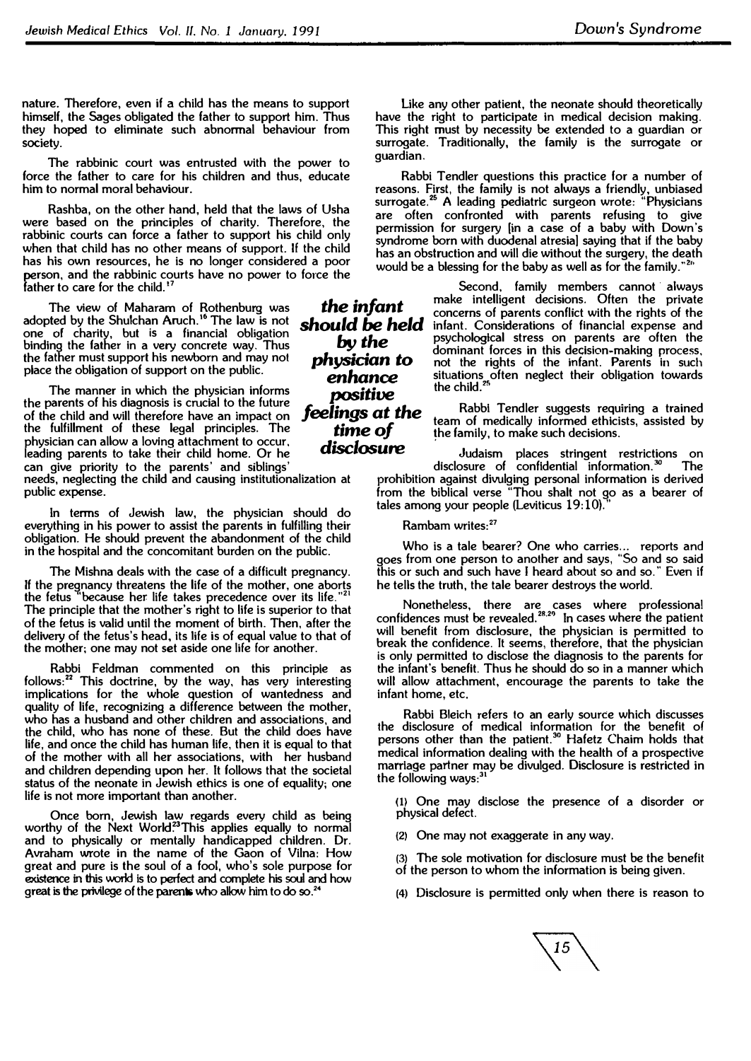nature. Therefore, even if a child has the means to support himself, the Sages obligated the father to support him. Thus they hoped to eliminate such abnormal behaviour from society.

The rabbinic court was entrusted with the power to force the father to care for his children and thus, educate him to normal moral behaviour.

Rashba, on the other hand, held that the laws of Usha were based on the principles of charity. Therefore, the rabbinic courts can force a father to support his child only when that child has no other means of support. If the child has his own resources, he is no longer considered a poor person, and the rabbinic courts have no power to force the father to care for the child.[17]

The view of Maharam of Rothenburg was adopted by the Shulchan Aruch.[16] The law is not one of charity, but is a financial obligation binding the father in a very concrete way. Thus the father must support his newborn and may not place the obligation of support on the public.

The manner in which the physician informs the parents of his diagnosis is crucial to the future of the child and will therefore have an impact on the fulfillment of these legal principles. The physician can allow a loving attachment to occur, leading parents to take their child home. Or he can give priority to the parents' and siblings' needs, neglecting the child and causing institutionalization at public expense.

***the infant should be held by the physician to enhance positive feelings at the time of disclosure***

In terms of Jewish law, the physician should do everything in his power to assist the parents in fulfilling their obligation. He should prevent the abandonment of the child in the hospital and the concomitant burden on the public.

The Mishna deals with the case of a difficult pregnancy. If the pregnancy threatens the life of the mother, one aborts the fetus "because her life takes precedence over its life."[21] The principle that the mother's right to life is superior to that of the fetus is valid until the moment of birth. Then, after the delivery of the fetus's head, its life is of equal value to that of the mother; one may not set aside one life for another.

Rabbi Feldman commented on this principle as follows:[22] This doctrine, by the way, has very interesting implications for the whole question of wantedness and quality of life, recognizing a difference between the mother, who has a husband and other children and associations, and the child, who has none of these. But the child does have life, and once the child has human life, then it is equal to that of the mother with all her associations, with her husband and children depending upon her. It follows that the societal status of the neonate in Jewish ethics is one of equality; one life is not more important than another.

Once born, Jewish law regards every child as being worthy of the Next World.[23] This applies equally to normal and to physically or mentally handicapped children. Dr. Avraham wrote in the name of the Gaon of Vilna: How great and pure is the soul of a fool, who's sole purpose for existence in this world is to perfect and complete his soul and how great is the privilege of the parents who allow him to do so.[24]

Like any other patient, the neonate should theoretically have the right to participate in medical decision making. This right must by necessity be extended to a guardian or surrogate. Traditionally, the family is the surrogate or guardian.

Rabbi Tendler questions this practice for a number of reasons. First, the family is not always a friendly, unbiased surrogate.[25] A leading pediatric surgeon wrote: "Physicians are often confronted with parents refusing to give permission for surgery [in a case of a baby with Down's syndrome born with duodenal atresia] saying that if the baby has an obstruction and will die without the surgery, the death would be a blessing for the baby as well as for the family."[26]

Second, family members cannot always make intelligent decisions. Often the private concerns of parents conflict with the rights of the infant. Considerations of financial expense and psychological stress on parents are often the dominant forces in this decision-making process, not the rights of the infant. Parents in such situations often neglect their obligation towards the child.[25]

Rabbi Tendler suggests requiring a trained team of medically informed ethicists, assisted by the family, to make such decisions.

Judaism places stringent restrictions on disclosure of confidential information.[30] The prohibition against divulging personal information is derived from the biblical verse "Thou shalt not go as a bearer of tales among your people (Leviticus 19:10)."

Rambam writes:[27]

Who is a tale bearer? One who carries... reports and goes from one person to another and says, "So and so said this or such and such have I heard about so and so." Even if he tells the truth, the tale bearer destroys the world.

Nonetheless, there are cases where professional confidences must be revealed.[28,29] In cases where the patient will benefit from disclosure, the physician is permitted to break the confidence. It seems, therefore, that the physician is only permitted to disclose the diagnosis to the parents for the infant's benefit. Thus he should do so in a manner which will allow attachment, encourage the parents to take the infant home, etc.

Rabbi Bleich refers to an early source which discusses the disclosure of medical information for the benefit of persons other than the patient.[30] Hafetz Chaim holds that medical information dealing with the health of a prospective marriage partner may be divulged. Disclosure is restricted in the following ways:[31]

(1) One may disclose the presence of a disorder or physical defect.

(2) One may not exaggerate in any way.

(3) The sole motivation for disclosure must be the benefit of the person to whom the information is being given.

(4) Disclosure is permitted only when there is reason to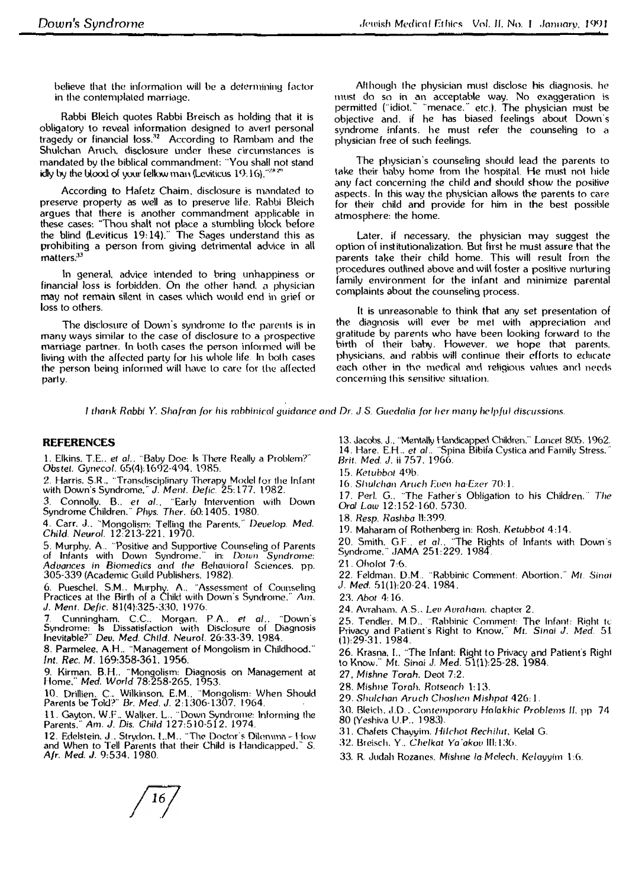believe that the information will be a determining factor in the contemplated marriage.

Rabbi Bleich quotes Rabbi Breisch as holding that it is obligatory to reveal information designed to avert personal tragedy or financial loss.[32] According to Rambam and the Shulchan Aruch, disclosure under these circumstances is mandated by the biblical commandment: "You shall not stand idly by the blood of your fellow man (Leviticus 19:16)."[28,29]

According to Hafetz Chaim, disclosure is mandated to preserve property as well as to preserve life. Rabbi Bleich argues that there is another commandment applicable in these cases: "Thou shalt not place a stumbling block before the blind (Leviticus 19:14)." The Sages understand this as prohibiting a person from giving detrimental advice in all matters.[33]

In general, advice intended to bring unhappiness or financial loss is forbidden. On the other hand, a physician may not remain silent in cases which would end in grief or loss to others.

The disclosure of Down's syndrome to the parents is in many ways similar to the case of disclosure to a prospective marriage partner. In both cases the person informed will be living with the affected party for his whole life. In both cases the person being informed will have to care for the affected party.

Although the physician must disclose his diagnosis, he must do so in an acceptable way. No exaggeration is permitted ("idiot," "menace," etc.). The physician must be objective and, if he has biased feelings about Down's syndrome infants, he must refer the counseling to a physician free of such feelings.

The physician's counseling should lead the parents to take their baby home from the hospital. He must not hide any fact concerning the child and should show the positive aspects. In this way the physician allows the parents to care for their child and provide for him in the best possible atmosphere: the home.

Later, if necessary, the physician may suggest the option of institutionalization. But first he must assure that the parents take their child home. This will result from the procedures outlined above and will foster a positive nurturing family environment for the infant and minimize parental complaints about the counseling process.

It is unreasonable to think that any set presentation of the diagnosis will ever be met with appreciation and gratitude by parents who have been looking forward to the birth of their baby. However, we hope that parents, physicians, and rabbis will continue their efforts to educate each other in the medical and religious values and needs concerning this sensitive situation.

*I thank Rabbi Y. Shafran for his rabbinical guidance and Dr. J.S. Guedalia for her many helpful discussions.*

## REFERENCES

1. Elkins, T.E., *et al.*, "Baby Doe: Is There Really a Problem?" *Obstet. Gynecol.* 65(4):1692-494, 1985.
2. Harris, S.R., "Transdisciplinary Therapy Model for the Infant with Down's Syndrome," *J. Ment. Defic.* 25:177, 1982.
3. Connolly, B., *et al.*, "Early Intervention with Down Syndrome Children," *Phys. Ther.* 60:1405, 1980.
4. Carr, J., "Mongolism: Telling the Parents," *Develop. Med. Child. Neurol.* 12:213-221, 1970.
5. Murphy, A., "Positive and Supportive Counseling of Parents of Infants with Down Syndrome," in: *Down Syndrome: Advances in Biomedics and the Behavioral Sciences*, pp. 305-339 (Academic Guild Publishers, 1982).
6. Pueschel, S.M., Murphy, A., "Assessment of Counseling Practices at the Birth of a Child with Down's Syndrome," *Am. J. Ment. Defic.* 81(4):325-330, 1976.
7. Cunningham, C.C., Morgan, P.A., *et al.*, "Down's Syndrome: Is Dissatisfaction with Disclosure of Diagnosis Inevitable?" *Dev. Med. Child. Neurol.* 26:33-39, 1984.
8. Parmelee, A.H., "Management of Mongolism in Childhood," *Int. Rec. M.* 169:358-361, 1956.
9. Kirman, B.H., "Mongolism: Diagnosis on Management at Home," *Med. World* 78:258-265, 1953.
10. Drillien, C., Wilkinson, E.M., "Mongolism: When Should Parents be Told?" *Br. Med. J.* 2:1306-1307, 1964.
11. Gayton, W.F., Walker, L., "Down Syndrome: Informing the Parents," *Am. J. Dis. Child* 127:510-512, 1974.
12. Edelstein, J., Strydon, L.M., "The Doctor's Dilemma - How and When to Tell Parents that their Child is Handicapped," *S. Afr. Med. J.* 9:534, 1980.
13. Jacobs, J., "Mentally Handicapped Children," *Lancet* 805, 1962.
14. Hare, E.H., *et al.*, "Spina Bibifa Cystica and Family Stress," *Brit. Med. J.* ii 757, 1966.
15. *Ketubbot* 49b.
16. *Shulchan Aruch Even ha-Ezer* 70:1.
17. Perl, G., "The Father's Obligation to his Children," *The Oral Law* 12:152-160, 5730.
18. *Resp. Rashba* II:399.
19. Maharam of Rothenberg in: Rosh, *Ketubbot* 4:14.
20. Smith, G.F., *et al.*, "The Rights of Infants with Down's Syndrome," JAMA 251:229, 1984.
21. Oholot 7:6.
22. Feldman, D.M., "Rabbinic Comment: Abortion," *Mt. Sinai J. Med.* 51(1):20-24, 1984.
23. *Abot* 4:16.
24. Avraham, A.S., *Lev Avraham*, chapter 2.
25. Tendler, M.D., "Rabbinic Comment: The Infant: Right to Privacy and Patient's Right to Know," *Mt. Sinai J. Med.* 51 (1):29-31, 1984.
26. Krasna, I., "The Infant: Right to Privacy and Patient's Right to Know," *Mt. Sinai J. Med.* 51(1):25-28, 1984.
27. *Mishne Torah*, Deot 7:2.
28. *Mishne Torah*, Rotseach 1:13.
29. *Shulchan Aruch Choshen Mishpat* 426:1.
30. Bleich, J.D., *Contemporary Halakhic Problems II*, pp. 74-80 (Yeshiva U.P., 1983).
31. Chafets Chayyim, *Hilchot Rechilut*, Kelal G.
32. Breisch, Y., *Chelkat Ya'akov* III:136.
33. R. Judah Rozanes, *Mishne la-Melech*, *Kelayyim* 1:6.